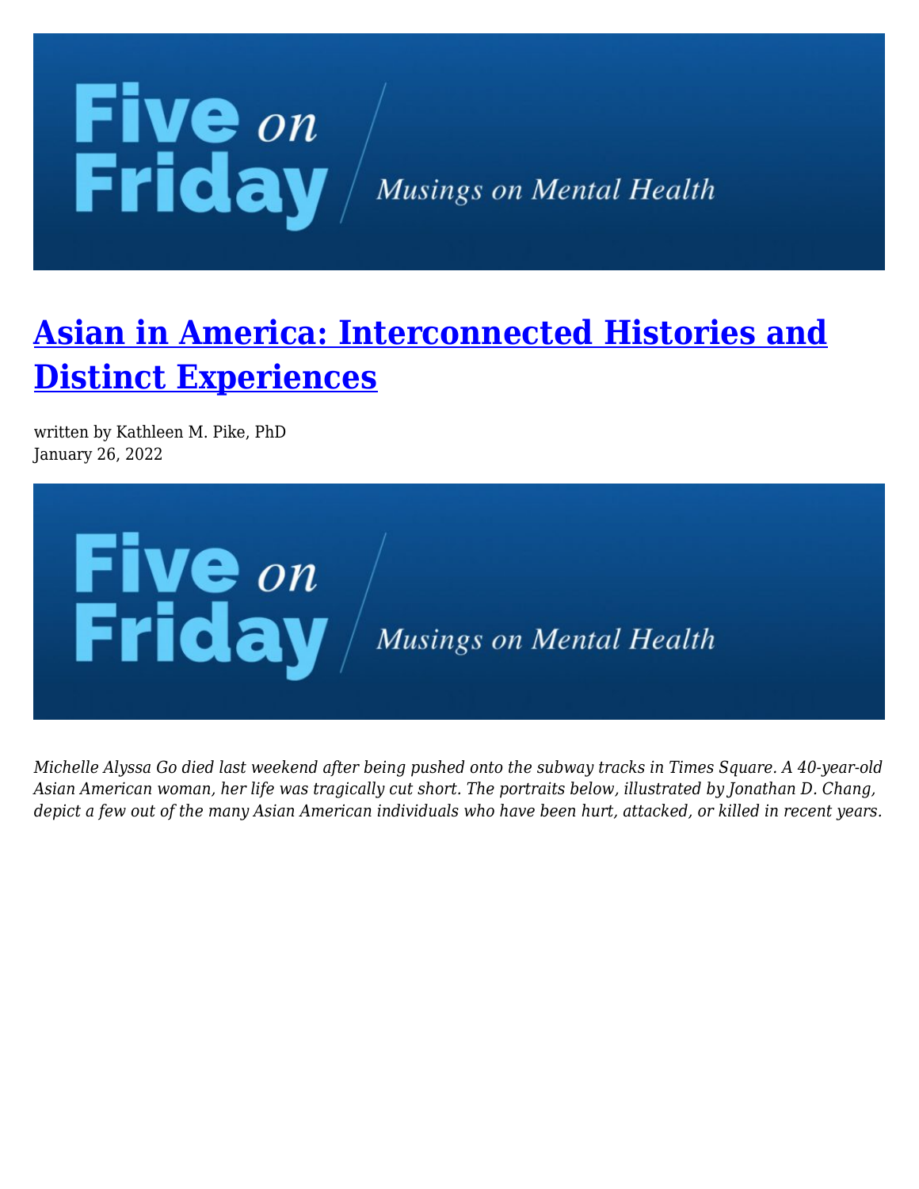# [Asian in America: Interconnected Histories and Distinct Experiences]

written by Kathleen M. Pike, PhD
January 26, 2022

*Michelle Alyssa Go died last weekend after being pushed onto the subway tracks in Times Square. A 40-year-old Asian American woman, her life was tragically cut short. The portraits below, illustrated by Jonathan D. Chang, depict a few out of the many Asian American individuals who have been hurt, attacked, or killed in recent years.*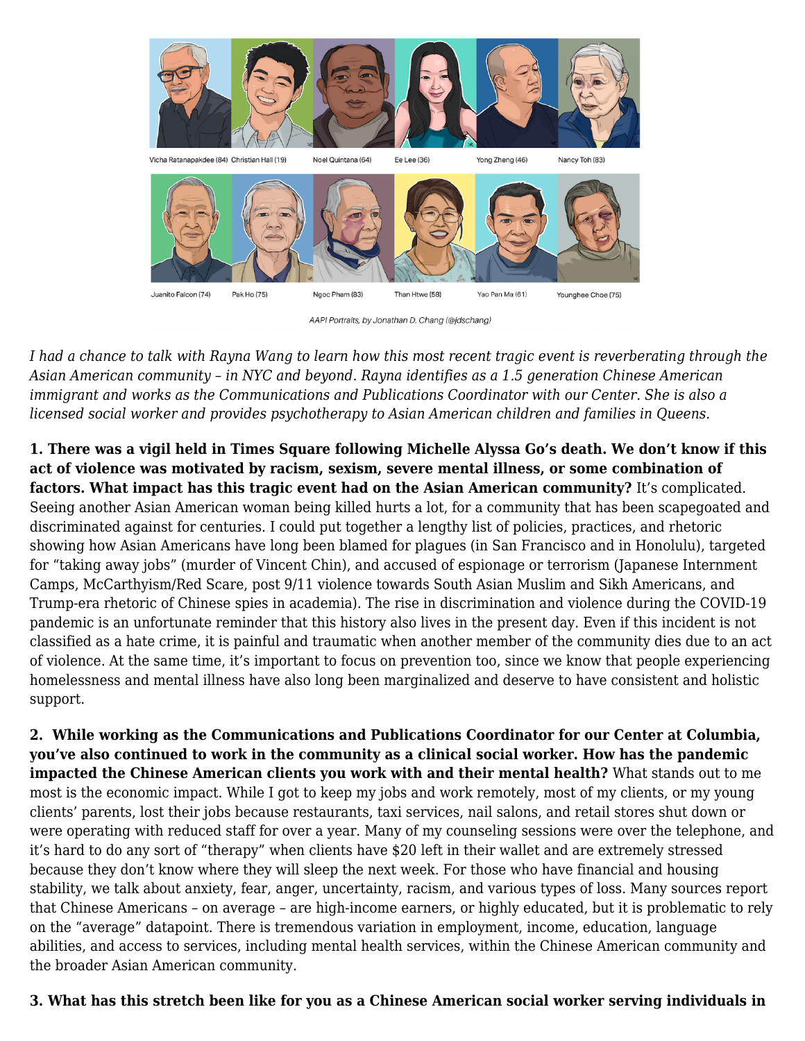Vicha Ratanapakdee (84) Christian Hall (19) Noel Quintana (64) Ee Lee (36) Yong Zheng (46) Nancy Toh (83)

Juanito Falcon (74) Pak Ho (75) Ngoc Pham (83) Than Htwe (58) Yao Pan Ma (61) Younghee Choe (75)

*AAPI Portraits, by Jonathan D. Chang (@jdschang)*

*I had a chance to talk with Rayna Wang to learn how this most recent tragic event is reverberating through the Asian American community – in NYC and beyond. Rayna identifies as a 1.5 generation Chinese American immigrant and works as the Communications and Publications Coordinator with our Center. She is also a licensed social worker and provides psychotherapy to Asian American children and families in Queens.*

**1. There was a vigil held in Times Square following Michelle Alyssa Go's death. We don't know if this act of violence was motivated by racism, sexism, severe mental illness, or some combination of factors. What impact has this tragic event had on the Asian American community?** It's complicated. Seeing another Asian American woman being killed hurts a lot, for a community that has been scapegoated and discriminated against for centuries. I could put together a lengthy list of policies, practices, and rhetoric showing how Asian Americans have long been blamed for plagues (in San Francisco and in Honolulu), targeted for "taking away jobs" (murder of Vincent Chin), and accused of espionage or terrorism (Japanese Internment Camps, McCarthyism/Red Scare, post 9/11 violence towards South Asian Muslim and Sikh Americans, and Trump-era rhetoric of Chinese spies in academia). The rise in discrimination and violence during the COVID-19 pandemic is an unfortunate reminder that this history also lives in the present day. Even if this incident is not classified as a hate crime, it is painful and traumatic when another member of the community dies due to an act of violence. At the same time, it's important to focus on prevention too, since we know that people experiencing homelessness and mental illness have also long been marginalized and deserve to have consistent and holistic support.

**2. While working as the Communications and Publications Coordinator for our Center at Columbia, you've also continued to work in the community as a clinical social worker. How has the pandemic impacted the Chinese American clients you work with and their mental health?** What stands out to me most is the economic impact. While I got to keep my jobs and work remotely, most of my clients, or my young clients' parents, lost their jobs because restaurants, taxi services, nail salons, and retail stores shut down or were operating with reduced staff for over a year. Many of my counseling sessions were over the telephone, and it's hard to do any sort of "therapy" when clients have $20 left in their wallet and are extremely stressed because they don't know where they will sleep the next week. For those who have financial and housing stability, we talk about anxiety, fear, anger, uncertainty, racism, and various types of loss. Many sources report that Chinese Americans – on average – are high-income earners, or highly educated, but it is problematic to rely on the "average" datapoint. There is tremendous variation in employment, income, education, language abilities, and access to services, including mental health services, within the Chinese American community and the broader Asian American community.

**3. What has this stretch been like for you as a Chinese American social worker serving individuals in**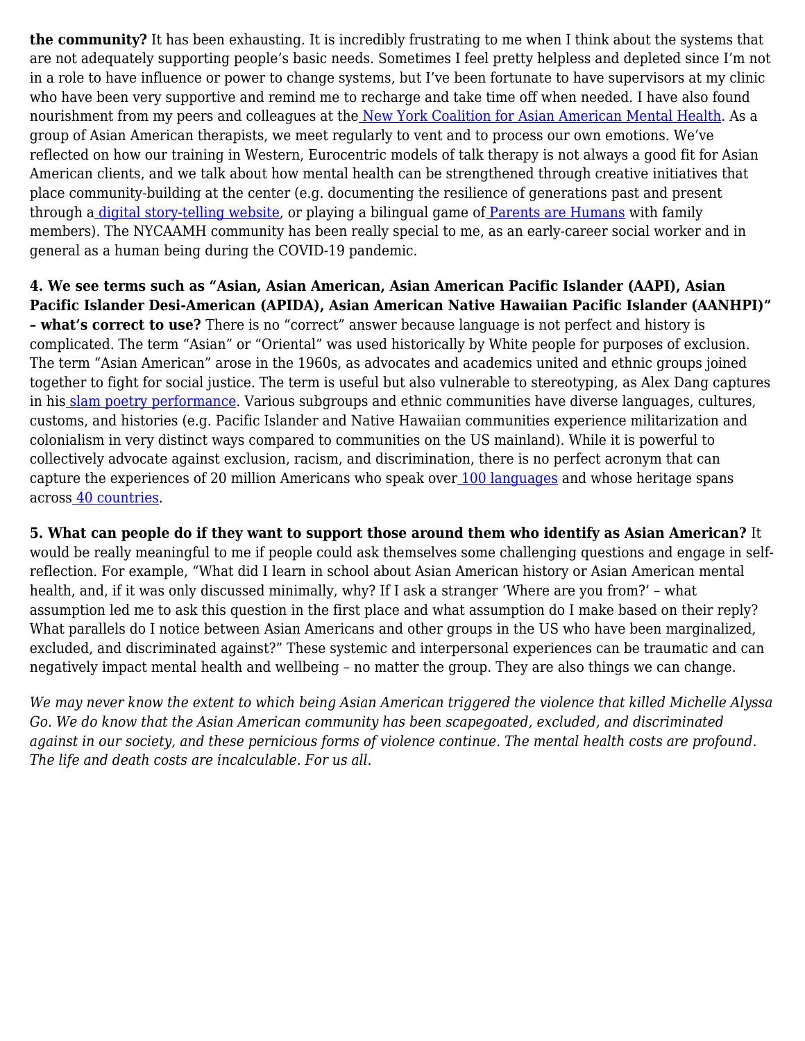**the community?** It has been exhausting. It is incredibly frustrating to me when I think about the systems that are not adequately supporting people's basic needs. Sometimes I feel pretty helpless and depleted since I'm not in a role to have influence or power to change systems, but I've been fortunate to have supervisors at my clinic who have been very supportive and remind me to recharge and take time off when needed. I have also found nourishment from my peers and colleagues at the New York Coalition for Asian American Mental Health. As a group of Asian American therapists, we meet regularly to vent and to process our own emotions. We've reflected on how our training in Western, Eurocentric models of talk therapy is not always a good fit for Asian American clients, and we talk about how mental health can be strengthened through creative initiatives that place community-building at the center (e.g. documenting the resilience of generations past and present through a digital story-telling website, or playing a bilingual game of Parents are Humans with family members). The NYCAAMH community has been really special to me, as an early-career social worker and in general as a human being during the COVID-19 pandemic.

**4. We see terms such as "Asian, Asian American, Asian American Pacific Islander (AAPI), Asian Pacific Islander Desi-American (APIDA), Asian American Native Hawaiian Pacific Islander (AANHPI)" – what's correct to use?** There is no "correct" answer because language is not perfect and history is complicated. The term "Asian" or "Oriental" was used historically by White people for purposes of exclusion. The term "Asian American" arose in the 1960s, as advocates and academics united and ethnic groups joined together to fight for social justice. The term is useful but also vulnerable to stereotyping, as Alex Dang captures in his slam poetry performance. Various subgroups and ethnic communities have diverse languages, cultures, customs, and histories (e.g. Pacific Islander and Native Hawaiian communities experience militarization and colonialism in very distinct ways compared to communities on the US mainland). While it is powerful to collectively advocate against exclusion, racism, and discrimination, there is no perfect acronym that can capture the experiences of 20 million Americans who speak over 100 languages and whose heritage spans across 40 countries.

**5. What can people do if they want to support those around them who identify as Asian American?** It would be really meaningful to me if people could ask themselves some challenging questions and engage in self-reflection. For example, "What did I learn in school about Asian American history or Asian American mental health, and, if it was only discussed minimally, why? If I ask a stranger 'Where are you from?' – what assumption led me to ask this question in the first place and what assumption do I make based on their reply? What parallels do I notice between Asian Americans and other groups in the US who have been marginalized, excluded, and discriminated against?" These systemic and interpersonal experiences can be traumatic and can negatively impact mental health and wellbeing – no matter the group. They are also things we can change.

*We may never know the extent to which being Asian American triggered the violence that killed Michelle Alyssa Go. We do know that the Asian American community has been scapegoated, excluded, and discriminated against in our society, and these pernicious forms of violence continue. The mental health costs are profound. The life and death costs are incalculable. For us all.*